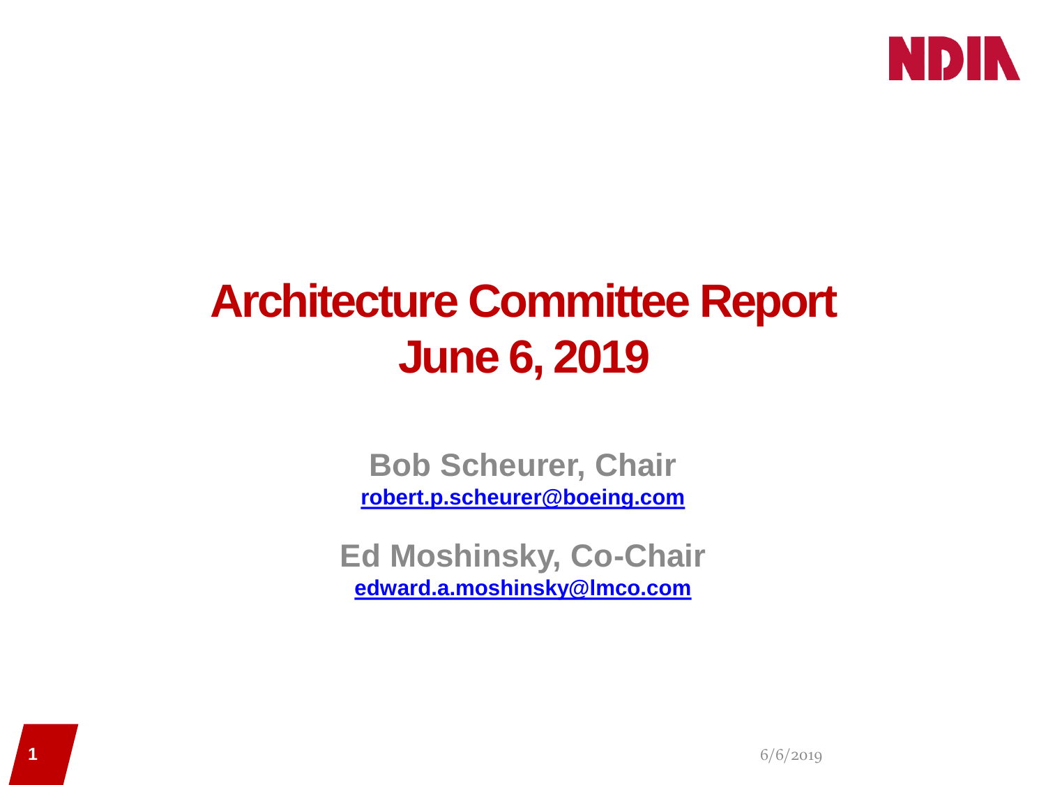# Architecture Committee Report
# June 6, 2019

**Bob Scheurer, Chair**
**robert.p.scheurer@boeing.com**

**Ed Moshinsky, Co-Chair**
**edward.a.moshinsky@lmco.com**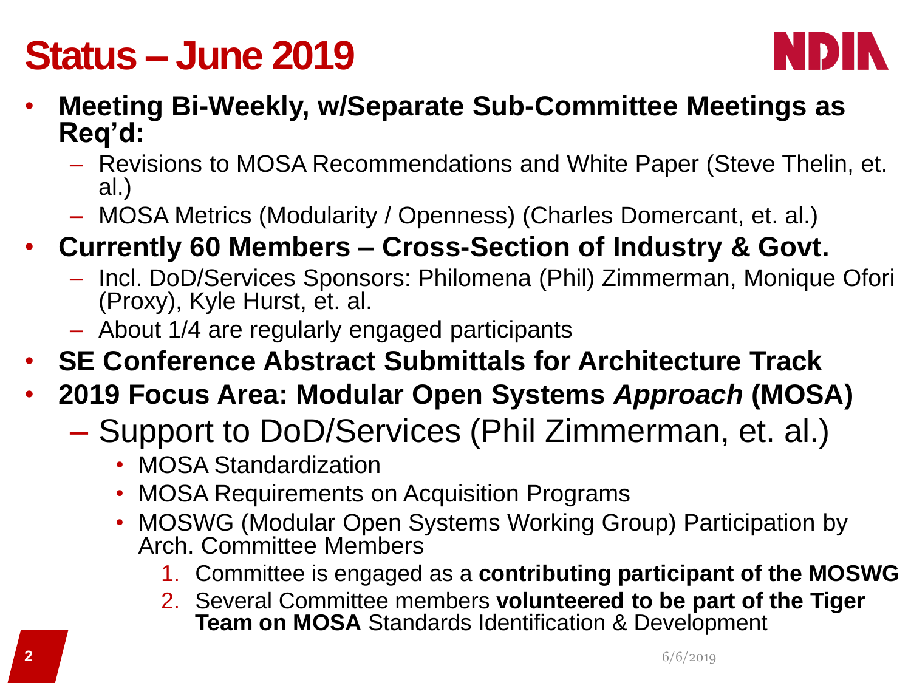# Status – June 2019

- **Meeting Bi-Weekly, w/Separate Sub-Committee Meetings as Req'd:**
  - Revisions to MOSA Recommendations and White Paper (Steve Thelin, et. al.)
  - MOSA Metrics (Modularity / Openness) (Charles Domercant, et. al.)
- **Currently 60 Members – Cross-Section of Industry & Govt.**
  - Incl. DoD/Services Sponsors: Philomena (Phil) Zimmerman, Monique Ofori (Proxy), Kyle Hurst, et. al.
  - About 1/4 are regularly engaged participants
- **SE Conference Abstract Submittals for Architecture Track**
- **2019 Focus Area: Modular Open Systems *Approach* (MOSA)**
  - Support to DoD/Services (Phil Zimmerman, et. al.)
    - MOSA Standardization
    - MOSA Requirements on Acquisition Programs
    - MOSWG (Modular Open Systems Working Group) Participation by Arch. Committee Members
      1. Committee is engaged as a **contributing participant of the MOSWG**
      2. Several Committee members **volunteered to be part of the Tiger Team on MOSA** Standards Identification & Development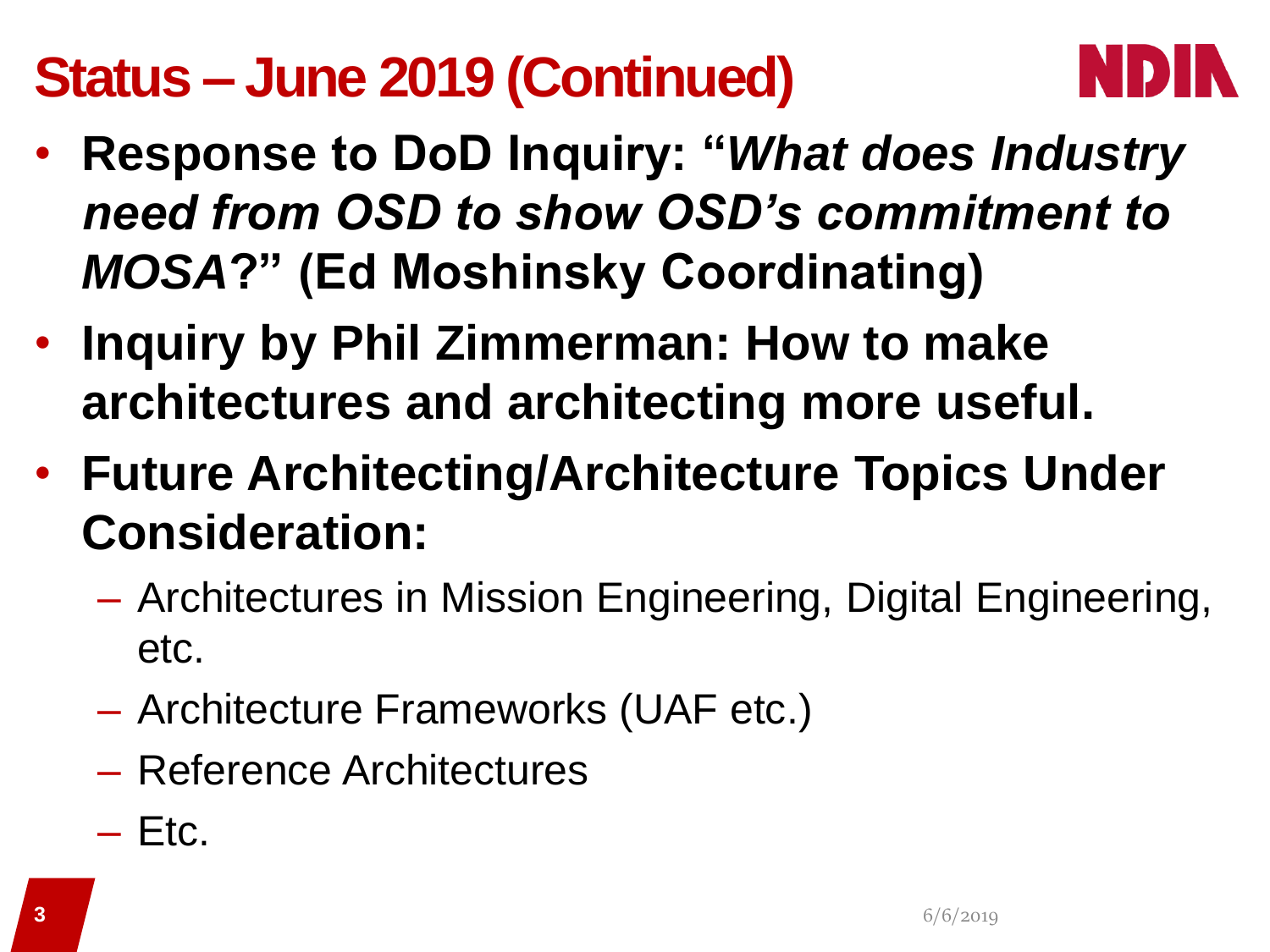# Status – June 2019 (Continued)

- **Response to DoD Inquiry: "*What does Industry need from OSD to show OSD's commitment to MOSA*?" (Ed Moshinsky Coordinating)**
- **Inquiry by Phil Zimmerman: How to make architectures and architecting more useful.**
- **Future Architecting/Architecture Topics Under Consideration:**
  - Architectures in Mission Engineering, Digital Engineering, etc.
  - Architecture Frameworks (UAF etc.)
  - Reference Architectures
  - Etc.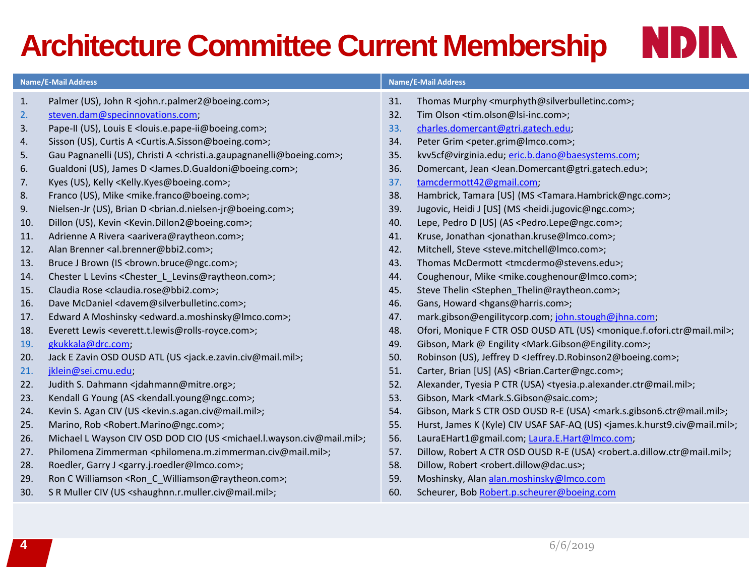# Architecture Committee Current Membership

| Name/E-Mail Address | Name/E-Mail Address |
|---|---|
| 1. Palmer (US), John R <john.r.palmer2@boeing.com>; | 31. Thomas Murphy <murphyth@silverbulletinc.com>; |
| 2. steven.dam@specinnovations.com; | 32. Tim Olson <tim.olson@lsi-inc.com>; |
| 3. Pape-II (US), Louis E <louis.e.pape-ii@boeing.com>; | 33. charles.domercant@gtri.gatech.edu; |
| 4. Sisson (US), Curtis A <Curtis.A.Sisson@boeing.com>; | 34. Peter Grim <peter.grim@lmco.com>; |
| 5. Gau Pagnanelli (US), Christi A <christi.a.gaupagnanelli@boeing.com>; | 35. kvv5cf@virginia.edu; eric.b.dano@baesystems.com; |
| 6. Gualdoni (US), James D <James.D.Gualdoni@boeing.com>; | 36. Domercant, Jean <Jean.Domercant@gtri.gatech.edu>; |
| 7. Kyes (US), Kelly <Kelly.Kyes@boeing.com>; | 37. tamcdermott42@gmail.com; |
| 8. Franco (US), Mike <mike.franco@boeing.com>; | 38. Hambrick, Tamara [US] (MS <Tamara.Hambrick@ngc.com>; |
| 9. Nielsen-Jr (US), Brian D <brian.d.nielsen-jr@boeing.com>; | 39. Jugovic, Heidi J [US] (MS <heidi.jugovic@ngc.com>; |
| 10. Dillon (US), Kevin <Kevin.Dillon2@boeing.com>; | 40. Lepe, Pedro D [US] (AS <Pedro.Lepe@ngc.com>; |
| 11. Adrienne A Rivera <aarivera@raytheon.com>; | 41. Kruse, Jonathan <jonathan.kruse@lmco.com>; |
| 12. Alan Brenner <al.brenner@bbi2.com>; | 42. Mitchell, Steve <steve.mitchell@lmco.com>; |
| 13. Bruce J Brown (IS <brown.bruce@ngc.com>; | 43. Thomas McDermott <tmcdermo@stevens.edu>; |
| 14. Chester L Levins <Chester_L_Levins@raytheon.com>; | 44. Coughenour, Mike <mike.coughenour@lmco.com>; |
| 15. Claudia Rose <claudia.rose@bbi2.com>; | 45. Steve Thelin <Stephen_Thelin@raytheon.com>; |
| 16. Dave McDaniel <davem@silverbulletinc.com>; | 46. Gans, Howard <hgans@harris.com>; |
| 17. Edward A Moshinsky <edward.a.moshinsky@lmco.com>; | 47. mark.gibson@engilitycorp.com; john.stough@jhna.com; |
| 18. Everett Lewis <everett.t.lewis@rolls-royce.com>; | 48. Ofori, Monique F CTR OSD OUSD ATL (US) <monique.f.ofori.ctr@mail.mil>; |
| 19. gkukkala@drc.com; | 49. Gibson, Mark @ Engility <Mark.Gibson@Engility.com>; |
| 20. Jack E Zavin OSD OUSD ATL (US <jack.e.zavin.civ@mail.mil>; | 50. Robinson (US), Jeffrey D <Jeffrey.D.Robinson2@boeing.com>; |
| 21. jklein@sei.cmu.edu; | 51. Carter, Brian [US] (AS) <Brian.Carter@ngc.com>; |
| 22. Judith S. Dahmann <jdahmann@mitre.org>; | 52. Alexander, Tyesia P CTR (USA) <tyesia.p.alexander.ctr@mail.mil>; |
| 23. Kendall G Young (AS <kendall.young@ngc.com>; | 53. Gibson, Mark <Mark.S.Gibson@saic.com>; |
| 24. Kevin S. Agan CIV (US <kevin.s.agan.civ@mail.mil>; | 54. Gibson, Mark S CTR OSD OUSD R-E (USA) <mark.s.gibson6.ctr@mail.mil>; |
| 25. Marino, Rob <Robert.Marino@ngc.com>; | 55. Hurst, James K (Kyle) CIV USAF SAF-AQ (US) <james.k.hurst9.civ@mail.mil>; |
| 26. Michael L Wayson CIV OSD DOD CIO (US <michael.l.wayson.civ@mail.mil>; | 56. LauraEHart1@gmail.com; Laura.E.Hart@lmco.com; |
| 27. Philomena Zimmerman <philomena.m.zimmerman.civ@mail.mil>; | 57. Dillow, Robert A CTR OSD OUSD R-E (USA) <robert.a.dillow.ctr@mail.mil>; |
| 28. Roedler, Garry J <garry.j.roedler@lmco.com>; | 58. Dillow, Robert <robert.dillow@dac.us>; |
| 29. Ron C Williamson <Ron_C_Williamson@raytheon.com>; | 59. Moshinsky, Alan alan.moshinsky@lmco.com |
| 30. S R Muller CIV (US <shaughnn.r.muller.civ@mail.mil>; | 60. Scheurer, Bob Robert.p.scheurer@boeing.com |

6/6/2019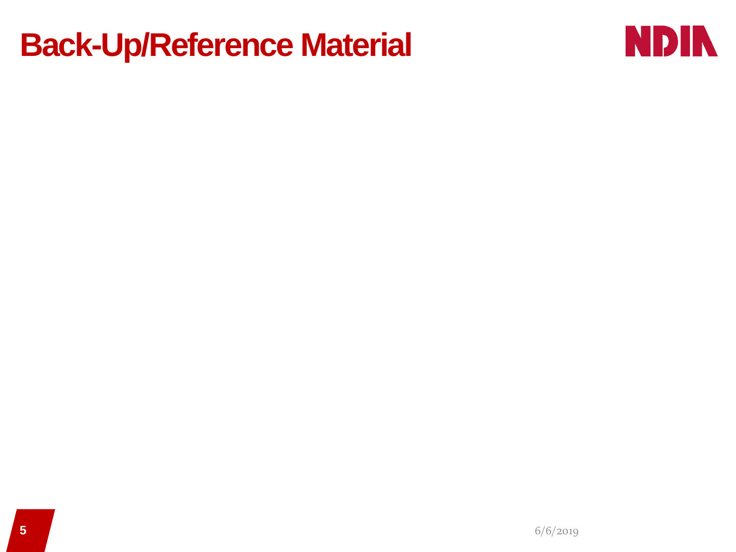# Back-Up/Reference Material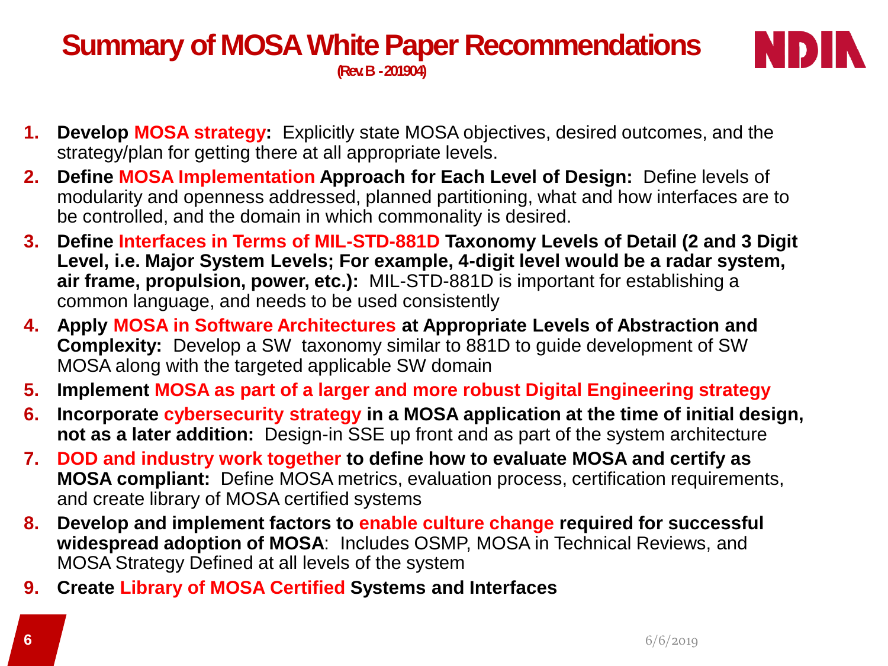# Summary of MOSA White Paper Recommendations

**(Rev. B - 201904)**

1. **Develop MOSA strategy:** Explicitly state MOSA objectives, desired outcomes, and the strategy/plan for getting there at all appropriate levels.
2. **Define MOSA Implementation Approach for Each Level of Design:** Define levels of modularity and openness addressed, planned partitioning, what and how interfaces are to be controlled, and the domain in which commonality is desired.
3. **Define Interfaces in Terms of MIL-STD-881D Taxonomy Levels of Detail (2 and 3 Digit Level, i.e. Major System Levels; For example, 4-digit level would be a radar system, air frame, propulsion, power, etc.):** MIL-STD-881D is important for establishing a common language, and needs to be used consistently
4. **Apply MOSA in Software Architectures at Appropriate Levels of Abstraction and Complexity:** Develop a SW taxonomy similar to 881D to guide development of SW MOSA along with the targeted applicable SW domain
5. **Implement MOSA as part of a larger and more robust Digital Engineering strategy**
6. **Incorporate cybersecurity strategy in a MOSA application at the time of initial design, not as a later addition:** Design-in SSE up front and as part of the system architecture
7. **DOD and industry work together to define how to evaluate MOSA and certify as MOSA compliant:** Define MOSA metrics, evaluation process, certification requirements, and create library of MOSA certified systems
8. **Develop and implement factors to enable culture change required for successful widespread adoption of MOSA**: Includes OSMP, MOSA in Technical Reviews, and MOSA Strategy Defined at all levels of the system
9. **Create Library of MOSA Certified Systems and Interfaces**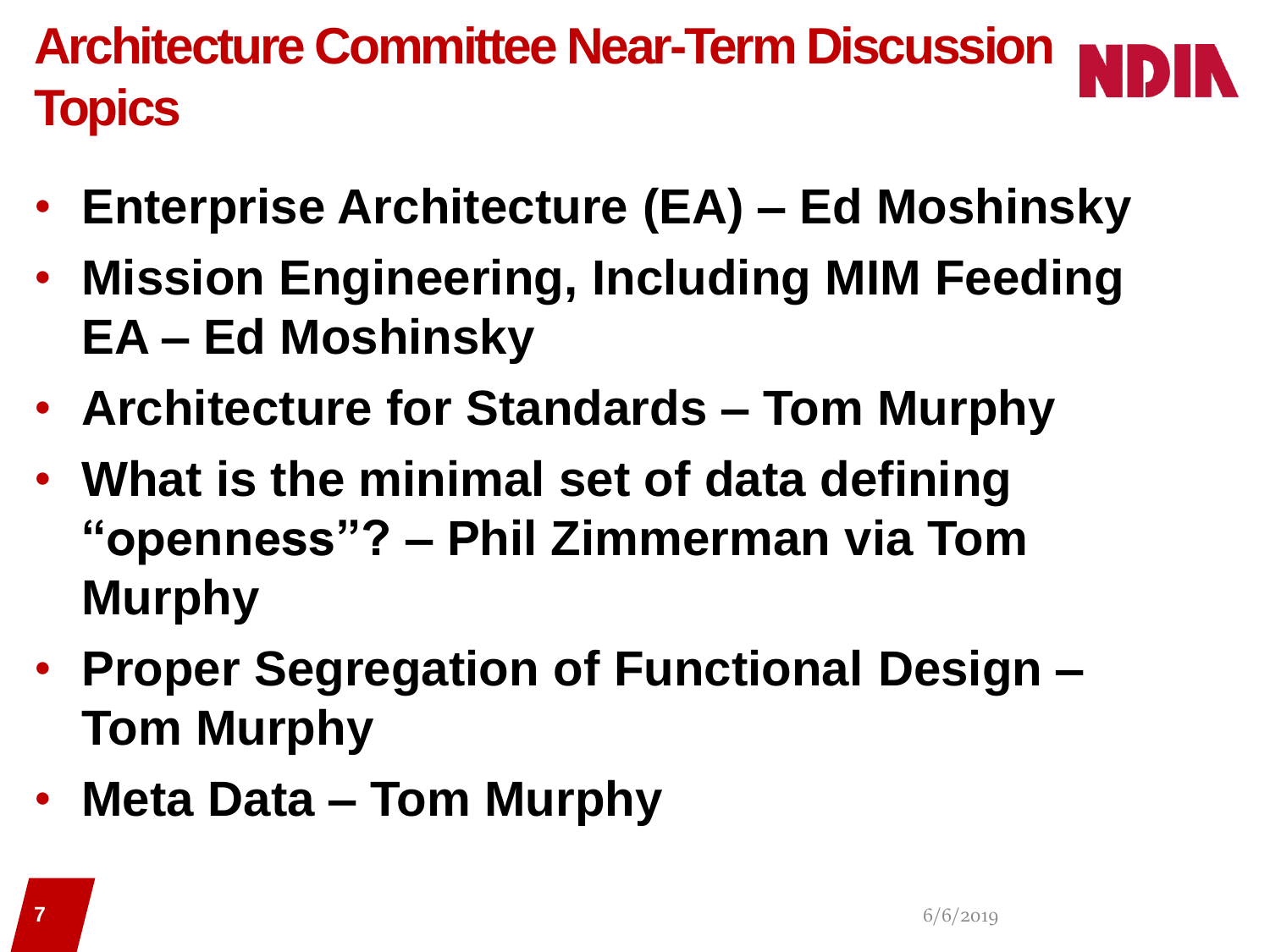# Architecture Committee Near-Term Discussion Topics

- **Enterprise Architecture (EA) – Ed Moshinsky**
- **Mission Engineering, Including MIM Feeding EA – Ed Moshinsky**
- **Architecture for Standards – Tom Murphy**
- **What is the minimal set of data defining "openness"? – Phil Zimmerman via Tom Murphy**
- **Proper Segregation of Functional Design – Tom Murphy**
- **Meta Data – Tom Murphy**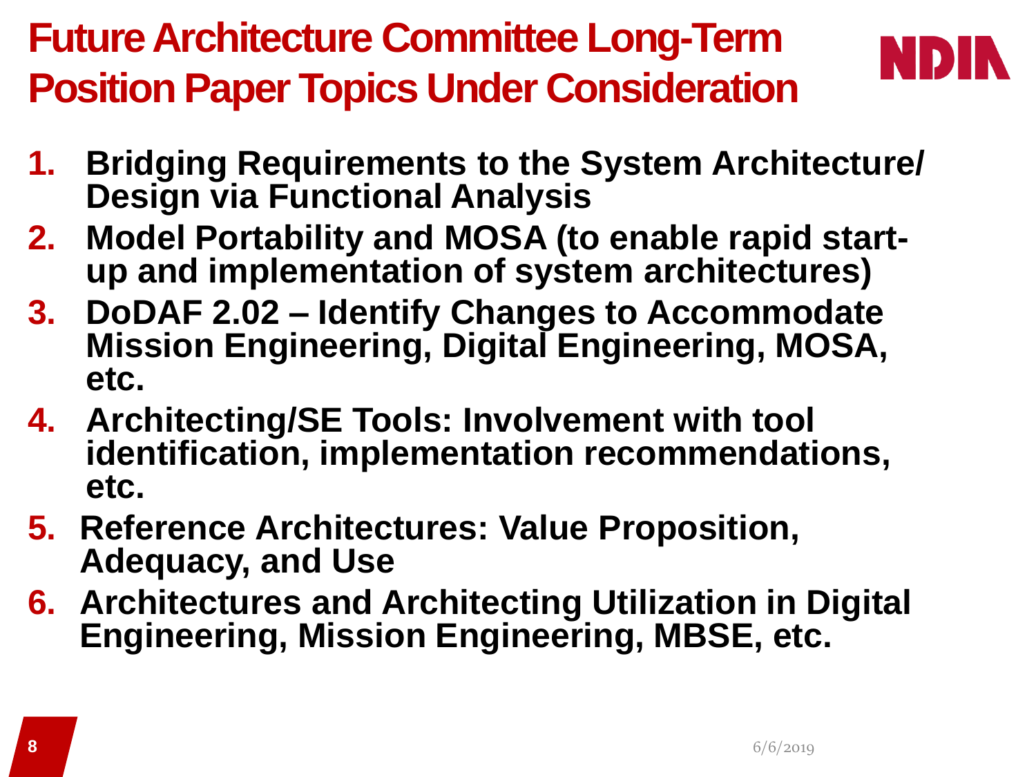# Future Architecture Committee Long-Term Position Paper Topics Under Consideration

1. **Bridging Requirements to the System Architecture/ Design via Functional Analysis**
2. **Model Portability and MOSA (to enable rapid start-up and implementation of system architectures)**
3. **DoDAF 2.02 – Identify Changes to Accommodate Mission Engineering, Digital Engineering, MOSA, etc.**
4. **Architecting/SE Tools: Involvement with tool identification, implementation recommendations, etc.**
5. **Reference Architectures: Value Proposition, Adequacy, and Use**
6. **Architectures and Architecting Utilization in Digital Engineering, Mission Engineering, MBSE, etc.**